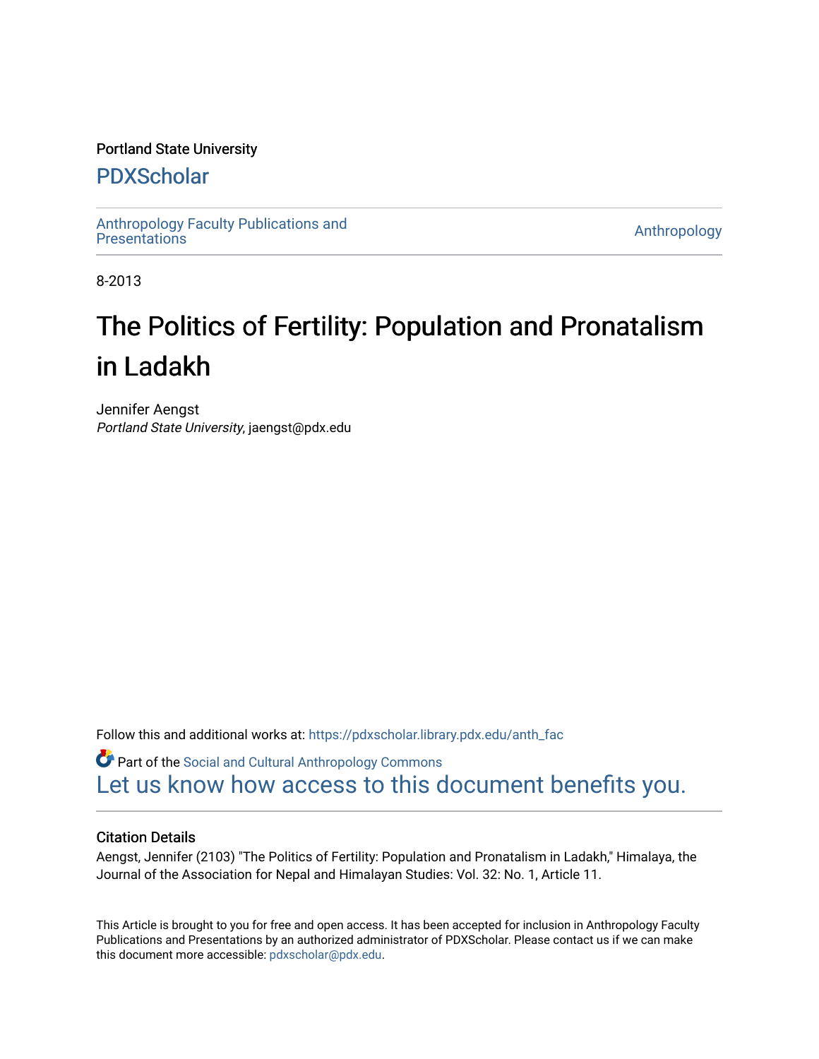Portland State University

# PDXScholar

Anthropology Faculty Publications and Presentations

Anthropology

8-2013

# The Politics of Fertility: Population and Pronatalism in Ladakh

Jennifer Aengst
*Portland State University*, jaengst@pdx.edu

Follow this and additional works at: https://pdxscholar.library.pdx.edu/anth_fac

Part of the Social and Cultural Anthropology Commons

Let us know how access to this document benefits you.

## Citation Details

Aengst, Jennifer (2103) "The Politics of Fertility: Population and Pronatalism in Ladakh," Himalaya, the Journal of the Association for Nepal and Himalayan Studies: Vol. 32: No. 1, Article 11.

This Article is brought to you for free and open access. It has been accepted for inclusion in Anthropology Faculty Publications and Presentations by an authorized administrator of PDXScholar. Please contact us if we can make this document more accessible: pdxscholar@pdx.edu.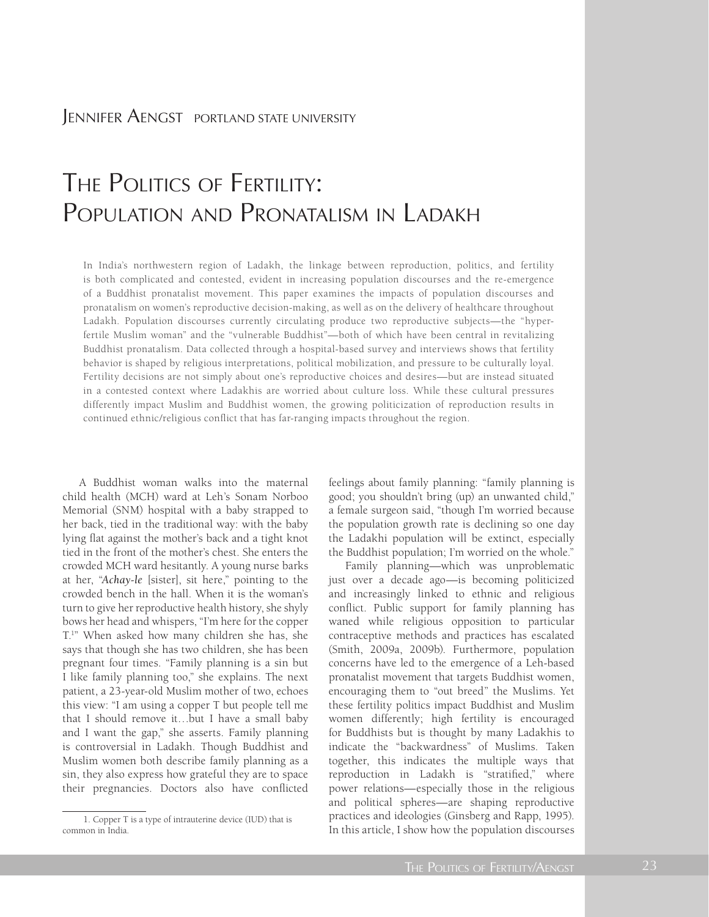Jennifer Aengst Portland State University

# The Politics of Fertility: Population and Pronatalism in Ladakh

In India's northwestern region of Ladakh, the linkage between reproduction, politics, and fertility is both complicated and contested, evident in increasing population discourses and the re-emergence of a Buddhist pronatalist movement. This paper examines the impacts of population discourses and pronatalism on women's reproductive decision-making, as well as on the delivery of healthcare throughout Ladakh. Population discourses currently circulating produce two reproductive subjects—the "hyper-fertile Muslim woman" and the "vulnerable Buddhist"—both of which have been central in revitalizing Buddhist pronatalism. Data collected through a hospital-based survey and interviews shows that fertility behavior is shaped by religious interpretations, political mobilization, and pressure to be culturally loyal. Fertility decisions are not simply about one's reproductive choices and desires—but are instead situated in a contested context where Ladakhis are worried about culture loss. While these cultural pressures differently impact Muslim and Buddhist women, the growing politicization of reproduction results in continued ethnic/religious conflict that has far-ranging impacts throughout the region.

A Buddhist woman walks into the maternal child health (MCH) ward at Leh's Sonam Norboo Memorial (SNM) hospital with a baby strapped to her back, tied in the traditional way: with the baby lying flat against the mother's back and a tight knot tied in the front of the mother's chest. She enters the crowded MCH ward hesitantly. A young nurse barks at her, "***Achay-le*** [sister], sit here," pointing to the crowded bench in the hall. When it is the woman's turn to give her reproductive health history, she shyly bows her head and whispers, "I'm here for the copper T.[1]" When asked how many children she has, she says that though she has two children, she has been pregnant four times. "Family planning is a sin but I like family planning too," she explains. The next patient, a 23-year-old Muslim mother of two, echoes this view: "I am using a copper T but people tell me that I should remove it…but I have a small baby and I want the gap," she asserts. Family planning is controversial in Ladakh. Though Buddhist and Muslim women both describe family planning as a sin, they also express how grateful they are to space their pregnancies. Doctors also have conflicted feelings about family planning: "family planning is good; you shouldn't bring (up) an unwanted child," a female surgeon said, "though I'm worried because the population growth rate is declining so one day the Ladakhi population will be extinct, especially the Buddhist population; I'm worried on the whole."

Family planning—which was unproblematic just over a decade ago—is becoming politicized and increasingly linked to ethnic and religious conflict. Public support for family planning has waned while religious opposition to particular contraceptive methods and practices has escalated (Smith, 2009a, 2009b). Furthermore, population concerns have led to the emergence of a Leh-based pronatalist movement that targets Buddhist women, encouraging them to "out breed" the Muslims. Yet these fertility politics impact Buddhist and Muslim women differently; high fertility is encouraged for Buddhists but is thought by many Ladakhis to indicate the "backwardness" of Muslims. Taken together, this indicates the multiple ways that reproduction in Ladakh is "stratified," where power relations—especially those in the religious and political spheres—are shaping reproductive practices and ideologies (Ginsberg and Rapp, 1995). In this article, I show how the population discourses

1. Copper T is a type of intrauterine device (IUD) that is common in India.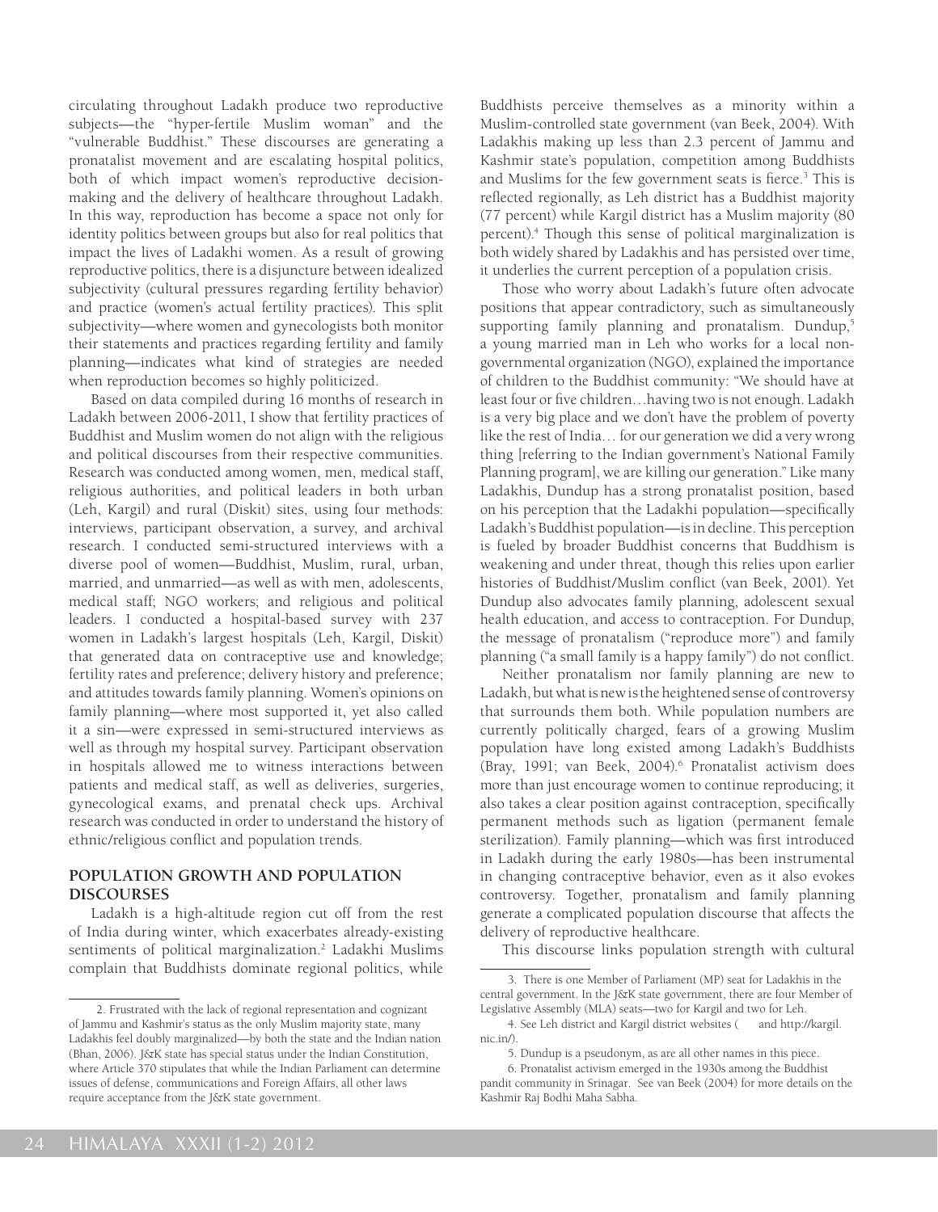circulating throughout Ladakh produce two reproductive subjects—the "hyper-fertile Muslim woman" and the "vulnerable Buddhist." These discourses are generating a pronatalist movement and are escalating hospital politics, both of which impact women's reproductive decision-making and the delivery of healthcare throughout Ladakh. In this way, reproduction has become a space not only for identity politics between groups but also for real politics that impact the lives of Ladakhi women. As a result of growing reproductive politics, there is a disjuncture between idealized subjectivity (cultural pressures regarding fertility behavior) and practice (women's actual fertility practices). This split subjectivity—where women and gynecologists both monitor their statements and practices regarding fertility and family planning—indicates what kind of strategies are needed when reproduction becomes so highly politicized.

Based on data compiled during 16 months of research in Ladakh between 2006-2011, I show that fertility practices of Buddhist and Muslim women do not align with the religious and political discourses from their respective communities. Research was conducted among women, men, medical staff, religious authorities, and political leaders in both urban (Leh, Kargil) and rural (Diskit) sites, using four methods: interviews, participant observation, a survey, and archival research. I conducted semi-structured interviews with a diverse pool of women—Buddhist, Muslim, rural, urban, married, and unmarried—as well as with men, adolescents, medical staff; NGO workers; and religious and political leaders. I conducted a hospital-based survey with 237 women in Ladakh's largest hospitals (Leh, Kargil, Diskit) that generated data on contraceptive use and knowledge; fertility rates and preference; delivery history and preference; and attitudes towards family planning. Women's opinions on family planning—where most supported it, yet also called it a sin—were expressed in semi-structured interviews as well as through my hospital survey. Participant observation in hospitals allowed me to witness interactions between patients and medical staff, as well as deliveries, surgeries, gynecological exams, and prenatal check ups. Archival research was conducted in order to understand the history of ethnic/religious conflict and population trends.

## POPULATION GROWTH AND POPULATION DISCOURSES

Ladakh is a high-altitude region cut off from the rest of India during winter, which exacerbates already-existing sentiments of political marginalization.[2] Ladakhi Muslims complain that Buddhists dominate regional politics, while Buddhists perceive themselves as a minority within a Muslim-controlled state government (van Beek, 2004). With Ladakhis making up less than 2.3 percent of Jammu and Kashmir state's population, competition among Buddhists and Muslims for the few government seats is fierce.[3] This is reflected regionally, as Leh district has a Buddhist majority (77 percent) while Kargil district has a Muslim majority (80 percent).[4] Though this sense of political marginalization is both widely shared by Ladakhis and has persisted over time, it underlies the current perception of a population crisis.

Those who worry about Ladakh's future often advocate positions that appear contradictory, such as simultaneously supporting family planning and pronatalism. Dundup,[5] a young married man in Leh who works for a local non-governmental organization (NGO), explained the importance of children to the Buddhist community: "We should have at least four or five children…having two is not enough. Ladakh is a very big place and we don't have the problem of poverty like the rest of India… for our generation we did a very wrong thing [referring to the Indian government's National Family Planning program], we are killing our generation." Like many Ladakhis, Dundup has a strong pronatalist position, based on his perception that the Ladakhi population—specifically Ladakh's Buddhist population—is in decline. This perception is fueled by broader Buddhist concerns that Buddhism is weakening and under threat, though this relies upon earlier histories of Buddhist/Muslim conflict (van Beek, 2001). Yet Dundup also advocates family planning, adolescent sexual health education, and access to contraception. For Dundup, the message of pronatalism ("reproduce more") and family planning ("a small family is a happy family") do not conflict.

Neither pronatalism nor family planning are new to Ladakh, but what is new is the heightened sense of controversy that surrounds them both. While population numbers are currently politically charged, fears of a growing Muslim population have long existed among Ladakh's Buddhists (Bray, 1991; van Beek, 2004).[6] Pronatalist activism does more than just encourage women to continue reproducing; it also takes a clear position against contraception, specifically permanent methods such as ligation (permanent female sterilization). Family planning—which was first introduced in Ladakh during the early 1980s—has been instrumental in changing contraceptive behavior, even as it also evokes controversy. Together, pronatalism and family planning generate a complicated population discourse that affects the delivery of reproductive healthcare.

This discourse links population strength with cultural

---

2. Frustrated with the lack of regional representation and cognizant of Jammu and Kashmir's status as the only Muslim majority state, many Ladakhis feel doubly marginalized—by both the state and the Indian nation (Bhan, 2006). J&K state has special status under the Indian Constitution, where Article 370 stipulates that while the Indian Parliament can determine issues of defense, communications and Foreign Affairs, all other laws require acceptance from the J&K state government.

3. There is one Member of Parliament (MP) seat for Ladakhis in the central government. In the J&K state government, there are four Member of Legislative Assembly (MLA) seats—two for Kargil and two for Leh.

4. See Leh district and Kargil district websites ( and http://kargil.nic.in/).

5. Dundup is a pseudonym, as are all other names in this piece.

6. Pronatalist activism emerged in the 1930s among the Buddhist pandit community in Srinagar. See van Beek (2004) for more details on the Kashmir Raj Bodhi Maha Sabha.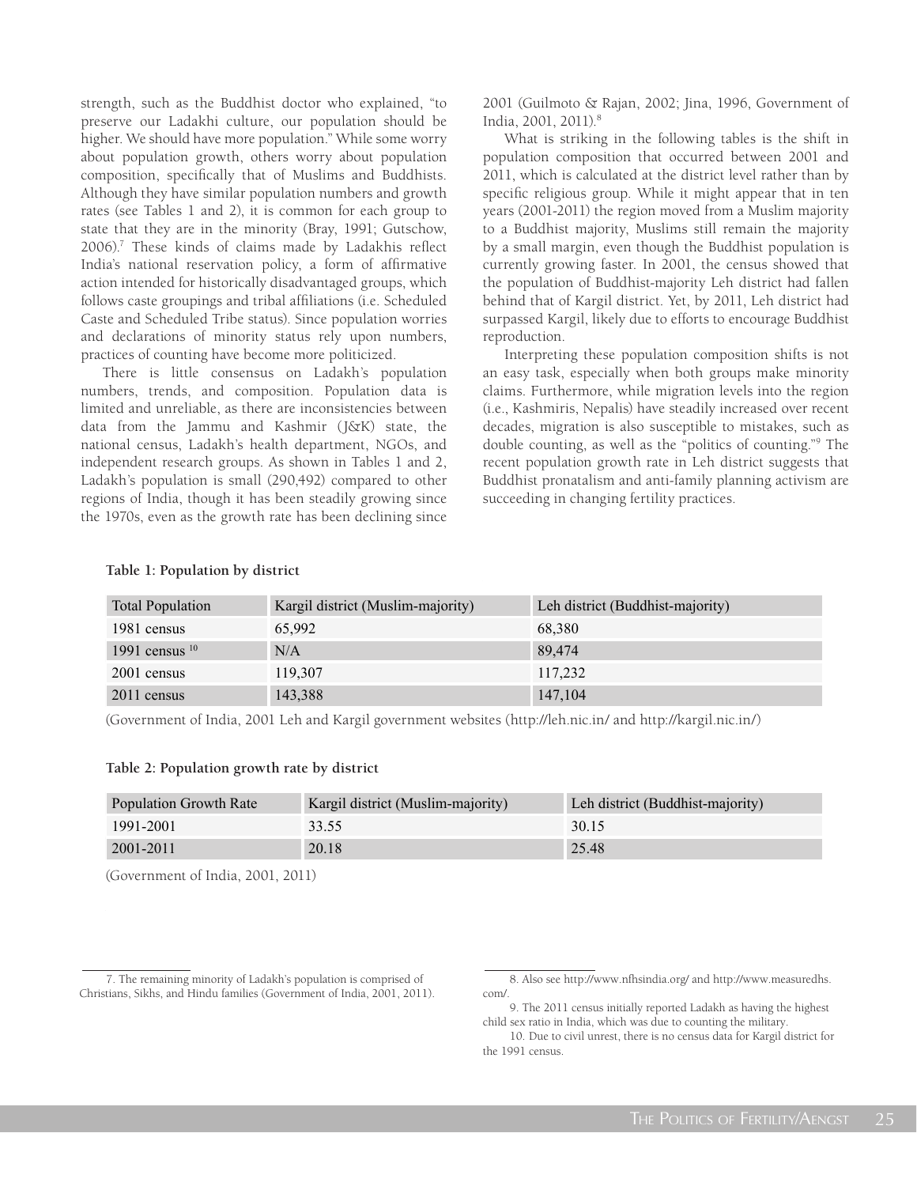strength, such as the Buddhist doctor who explained, "to preserve our Ladakhi culture, our population should be higher. We should have more population." While some worry about population growth, others worry about population composition, specifically that of Muslims and Buddhists. Although they have similar population numbers and growth rates (see Tables 1 and 2), it is common for each group to state that they are in the minority (Bray, 1991; Gutschow, 2006).[7] These kinds of claims made by Ladakhis reflect India's national reservation policy, a form of affirmative action intended for historically disadvantaged groups, which follows caste groupings and tribal affiliations (i.e. Scheduled Caste and Scheduled Tribe status). Since population worries and declarations of minority status rely upon numbers, practices of counting have become more politicized.

There is little consensus on Ladakh's population numbers, trends, and composition. Population data is limited and unreliable, as there are inconsistencies between data from the Jammu and Kashmir (J&K) state, the national census, Ladakh's health department, NGOs, and independent research groups. As shown in Tables 1 and 2, Ladakh's population is small (290,492) compared to other regions of India, though it has been steadily growing since the 1970s, even as the growth rate has been declining since 2001 (Guilmoto & Rajan, 2002; Jina, 1996, Government of India, 2001, 2011).[8]

What is striking in the following tables is the shift in population composition that occurred between 2001 and 2011, which is calculated at the district level rather than by specific religious group. While it might appear that in ten years (2001-2011) the region moved from a Muslim majority to a Buddhist majority, Muslims still remain the majority by a small margin, even though the Buddhist population is currently growing faster. In 2001, the census showed that the population of Buddhist-majority Leh district had fallen behind that of Kargil district. Yet, by 2011, Leh district had surpassed Kargil, likely due to efforts to encourage Buddhist reproduction.

Interpreting these population composition shifts is not an easy task, especially when both groups make minority claims. Furthermore, while migration levels into the region (i.e., Kashmiris, Nepalis) have steadily increased over recent decades, migration is also susceptible to mistakes, such as double counting, as well as the "politics of counting."[9] The recent population growth rate in Leh district suggests that Buddhist pronatalism and anti-family planning activism are succeeding in changing fertility practices.

**Table 1: Population by district**

| Total Population | Kargil district (Muslim-majority) | Leh district (Buddhist-majority) |
|---|---|---|
| 1981 census | 65,992 | 68,380 |
| 1991 census [10] | N/A | 89,474 |
| 2001 census | 119,307 | 117,232 |
| 2011 census | 143,388 | 147,104 |

(Government of India, 2001 Leh and Kargil government websites (http://leh.nic.in/ and http://kargil.nic.in/)

**Table 2: Population growth rate by district**

| Population Growth Rate | Kargil district (Muslim-majority) | Leh district (Buddhist-majority) |
|---|---|---|
| 1991-2001 | 33.55 | 30.15 |
| 2001-2011 | 20.18 | 25.48 |

(Government of India, 2001, 2011)

---

7. The remaining minority of Ladakh's population is comprised of Christians, Sikhs, and Hindu families (Government of India, 2001, 2011).

8. Also see http://www.nfhsindia.org/ and http://www.measuredhs.com/.

9. The 2011 census initially reported Ladakh as having the highest child sex ratio in India, which was due to counting the military.

10. Due to civil unrest, there is no census data for Kargil district for the 1991 census.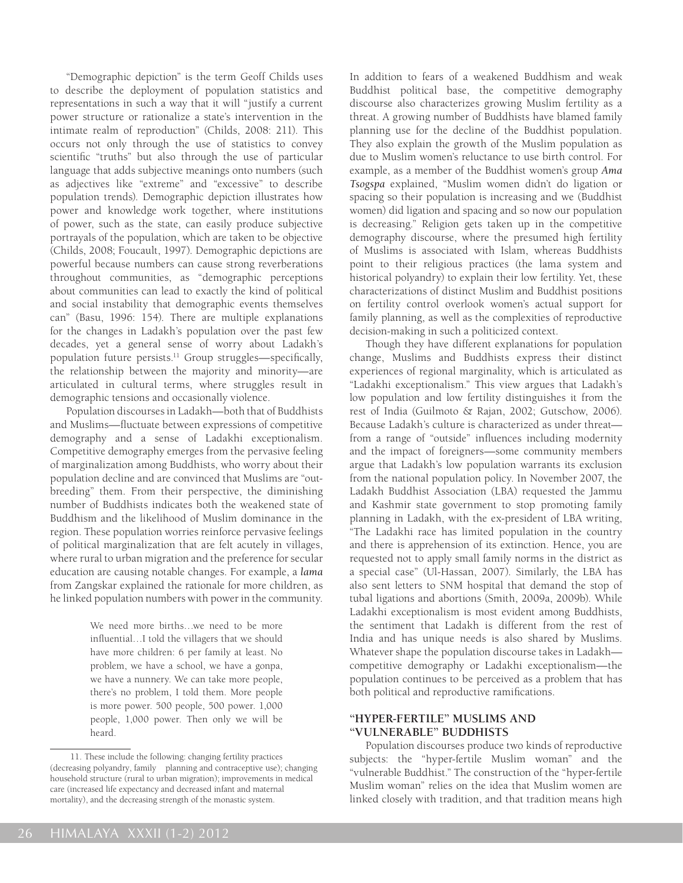"Demographic depiction" is the term Geoff Childs uses to describe the deployment of population statistics and representations in such a way that it will "justify a current power structure or rationalize a state's intervention in the intimate realm of reproduction" (Childs, 2008: 211). This occurs not only through the use of statistics to convey scientific "truths" but also through the use of particular language that adds subjective meanings onto numbers (such as adjectives like "extreme" and "excessive" to describe population trends). Demographic depiction illustrates how power and knowledge work together, where institutions of power, such as the state, can easily produce subjective portrayals of the population, which are taken to be objective (Childs, 2008; Foucault, 1997). Demographic depictions are powerful because numbers can cause strong reverberations throughout communities, as "demographic perceptions about communities can lead to exactly the kind of political and social instability that demographic events themselves can" (Basu, 1996: 154). There are multiple explanations for the changes in Ladakh's population over the past few decades, yet a general sense of worry about Ladakh's population future persists.[11] Group struggles—specifically, the relationship between the majority and minority—are articulated in cultural terms, where struggles result in demographic tensions and occasionally violence.

Population discourses in Ladakh—both that of Buddhists and Muslims—fluctuate between expressions of competitive demography and a sense of Ladakhi exceptionalism. Competitive demography emerges from the pervasive feeling of marginalization among Buddhists, who worry about their population decline and are convinced that Muslims are "out-breeding" them. From their perspective, the diminishing number of Buddhists indicates both the weakened state of Buddhism and the likelihood of Muslim dominance in the region. These population worries reinforce pervasive feelings of political marginalization that are felt acutely in villages, where rural to urban migration and the preference for secular education are causing notable changes. For example, a ***lama*** from Zangskar explained the rationale for more children, as he linked population numbers with power in the community.

> We need more births…we need to be more influential…I told the villagers that we should have more children: 6 per family at least. No problem, we have a school, we have a gonpa, we have a nunnery. We can take more people, there's no problem, I told them. More people is more power. 500 people, 500 power. 1,000 people, 1,000 power. Then only we will be heard.

In addition to fears of a weakened Buddhism and weak Buddhist political base, the competitive demography discourse also characterizes growing Muslim fertility as a threat. A growing number of Buddhists have blamed family planning use for the decline of the Buddhist population. They also explain the growth of the Muslim population as due to Muslim women's reluctance to use birth control. For example, as a member of the Buddhist women's group ***Ama Tsogspa*** explained, "Muslim women didn't do ligation or spacing so their population is increasing and we (Buddhist women) did ligation and spacing and so now our population is decreasing." Religion gets taken up in the competitive demography discourse, where the presumed high fertility of Muslims is associated with Islam, whereas Buddhists point to their religious practices (the lama system and historical polyandry) to explain their low fertility. Yet, these characterizations of distinct Muslim and Buddhist positions on fertility control overlook women's actual support for family planning, as well as the complexities of reproductive decision-making in such a politicized context.

Though they have different explanations for population change, Muslims and Buddhists express their distinct experiences of regional marginality, which is articulated as "Ladakhi exceptionalism." This view argues that Ladakh's low population and low fertility distinguishes it from the rest of India (Guilmoto & Rajan, 2002; Gutschow, 2006). Because Ladakh's culture is characterized as under threat—from a range of "outside" influences including modernity and the impact of foreigners—some community members argue that Ladakh's low population warrants its exclusion from the national population policy. In November 2007, the Ladakh Buddhist Association (LBA) requested the Jammu and Kashmir state government to stop promoting family planning in Ladakh, with the ex-president of LBA writing, "The Ladakhi race has limited population in the country and there is apprehension of its extinction. Hence, you are requested not to apply small family norms in the district as a special case" (Ul-Hassan, 2007). Similarly, the LBA has also sent letters to SNM hospital that demand the stop of tubal ligations and abortions (Smith, 2009a, 2009b). While Ladakhi exceptionalism is most evident among Buddhists, the sentiment that Ladakh is different from the rest of India and has unique needs is also shared by Muslims. Whatever shape the population discourse takes in Ladakh—competitive demography or Ladakhi exceptionalism—the population continues to be perceived as a problem that has both political and reproductive ramifications.

## "HYPER-FERTILE" MUSLIMS AND "VULNERABLE" BUDDHISTS

Population discourses produce two kinds of reproductive subjects: the "hyper-fertile Muslim woman" and the "vulnerable Buddhist." The construction of the "hyper-fertile Muslim woman" relies on the idea that Muslim women are linked closely with tradition, and that tradition means high

---

11. These include the following: changing fertility practices (decreasing polyandry, family planning and contraceptive use); changing household structure (rural to urban migration); improvements in medical care (increased life expectancy and decreased infant and maternal mortality), and the decreasing strength of the monastic system.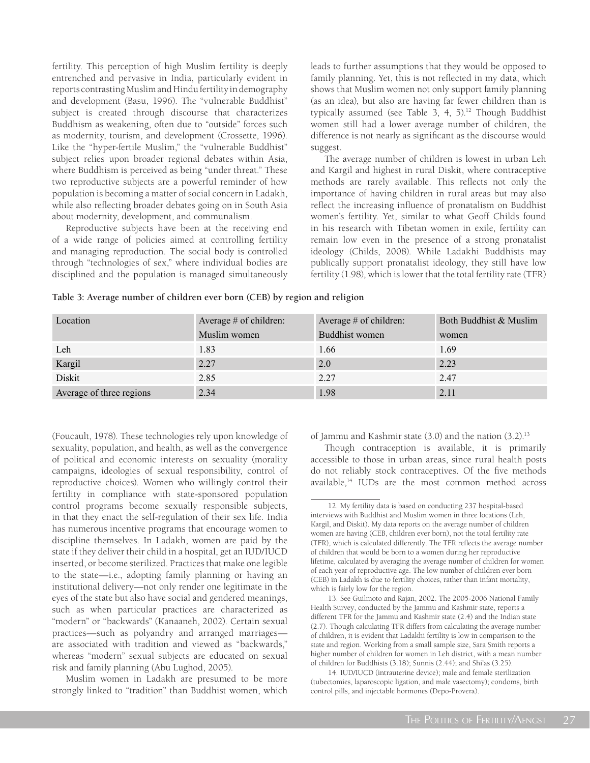fertility. This perception of high Muslim fertility is deeply entrenched and pervasive in India, particularly evident in reports contrasting Muslim and Hindu fertility in demography and development (Basu, 1996). The "vulnerable Buddhist" subject is created through discourse that characterizes Buddhism as weakening, often due to "outside" forces such as modernity, tourism, and development (Crossette, 1996). Like the "hyper-fertile Muslim," the "vulnerable Buddhist" subject relies upon broader regional debates within Asia, where Buddhism is perceived as being "under threat." These two reproductive subjects are a powerful reminder of how population is becoming a matter of social concern in Ladakh, while also reflecting broader debates going on in South Asia about modernity, development, and communalism.

Reproductive subjects have been at the receiving end of a wide range of policies aimed at controlling fertility and managing reproduction. The social body is controlled through "technologies of sex," where individual bodies are disciplined and the population is managed simultaneously (Foucault, 1978). These technologies rely upon knowledge of sexuality, population, and health, as well as the convergence of political and economic interests on sexuality (morality campaigns, ideologies of sexual responsibility, control of reproductive choices). Women who willingly control their fertility in compliance with state-sponsored population control programs become sexually responsible subjects, in that they enact the self-regulation of their sex life. India has numerous incentive programs that encourage women to discipline themselves. In Ladakh, women are paid by the state if they deliver their child in a hospital, get an IUD/IUCD inserted, or become sterilized. Practices that make one legible to the state—i.e., adopting family planning or having an institutional delivery—not only render one legitimate in the eyes of the state but also have social and gendered meanings, such as when particular practices are characterized as "modern" or "backwards" (Kanaaneh, 2002). Certain sexual practices—such as polyandry and arranged marriages—are associated with tradition and viewed as "backwards," whereas "modern" sexual subjects are educated on sexual risk and family planning (Abu Lughod, 2005).

Muslim women in Ladakh are presumed to be more strongly linked to "tradition" than Buddhist women, which leads to further assumptions that they would be opposed to family planning. Yet, this is not reflected in my data, which shows that Muslim women not only support family planning (as an idea), but also are having far fewer children than is typically assumed (see Table 3, 4, 5).[12] Though Buddhist women still had a lower average number of children, the difference is not nearly as significant as the discourse would suggest.

The average number of children is lowest in urban Leh and Kargil and highest in rural Diskit, where contraceptive methods are rarely available. This reflects not only the importance of having children in rural areas but may also reflect the increasing influence of pronatalism on Buddhist women's fertility. Yet, similar to what Geoff Childs found in his research with Tibetan women in exile, fertility can remain low even in the presence of a strong pronatalist ideology (Childs, 2008). While Ladakhi Buddhists may publically support pronatalist ideology, they still have low fertility (1.98), which is lower that the total fertility rate (TFR) of Jammu and Kashmir state (3.0) and the nation (3.2).[13]

**Table 3: Average number of children ever born (CEB) by region and religion**

| Location | Average # of children: Muslim women | Average # of children: Buddhist women | Both Buddhist & Muslim women |
|---|---|---|---|
| Leh | 1.83 | 1.66 | 1.69 |
| Kargil | 2.27 | 2.0 | 2.23 |
| Diskit | 2.85 | 2.27 | 2.47 |
| Average of three regions | 2.34 | 1.98 | 2.11 |

Though contraception is available, it is primarily accessible to those in urban areas, since rural health posts do not reliably stock contraceptives. Of the five methods available,[14] IUDs are the most common method across

12. My fertility data is based on conducting 237 hospital-based interviews with Buddhist and Muslim women in three locations (Leh, Kargil, and Diskit). My data reports on the average number of children women are having (CEB, children ever born), not the total fertility rate (TFR), which is calculated differently. The TFR reflects the average number of children that would be born to a women during her reproductive lifetime, calculated by averaging the average number of children for women of each year of reproductive age. The low number of children ever born (CEB) in Ladakh is due to fertility choices, rather than infant mortality, which is fairly low for the region.

13. See Guilmoto and Rajan, 2002. The 2005-2006 National Family Health Survey, conducted by the Jammu and Kashmir state, reports a different TFR for the Jammu and Kashmir state (2.4) and the Indian state (2.7). Though calculating TFR differs from calculating the average number of children, it is evident that Ladakhi fertility is low in comparison to the state and region. Working from a small sample size, Sara Smith reports a higher number of children for women in Leh district, with a mean number of children for Buddhists (3.18); Sunnis (2.44); and Shi'as (3.25).

14. IUD/IUCD (intrauterine device); male and female sterilization (tubectomies, laparoscopic ligation, and male vasectomy); condoms, birth control pills, and injectable hormones (Depo-Provera).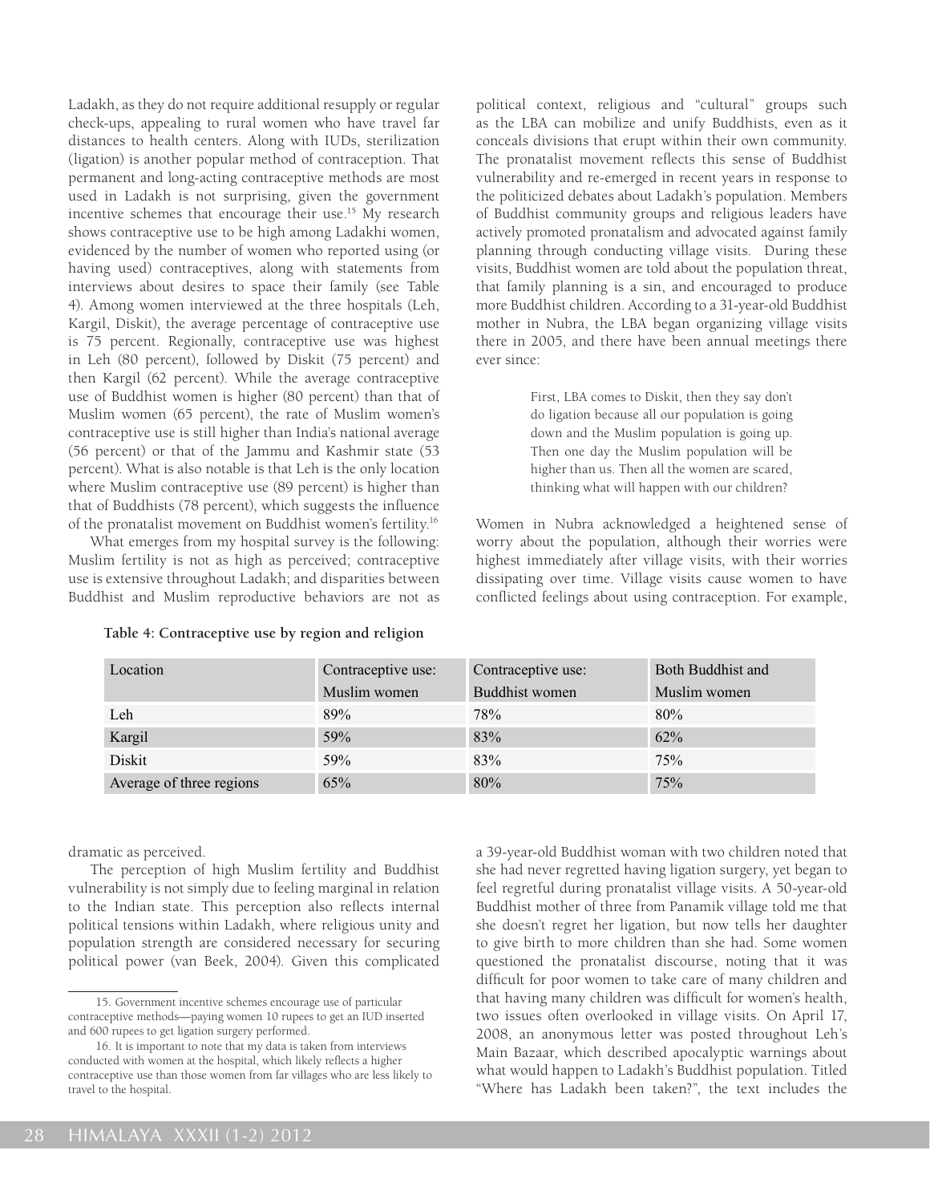Ladakh, as they do not require additional resupply or regular check-ups, appealing to rural women who have travel far distances to health centers. Along with IUDs, sterilization (ligation) is another popular method of contraception. That permanent and long-acting contraceptive methods are most used in Ladakh is not surprising, given the government incentive schemes that encourage their use.[15] My research shows contraceptive use to be high among Ladakhi women, evidenced by the number of women who reported using (or having used) contraceptives, along with statements from interviews about desires to space their family (see Table 4). Among women interviewed at the three hospitals (Leh, Kargil, Diskit), the average percentage of contraceptive use is 75 percent. Regionally, contraceptive use was highest in Leh (80 percent), followed by Diskit (75 percent) and then Kargil (62 percent). While the average contraceptive use of Buddhist women is higher (80 percent) than that of Muslim women (65 percent), the rate of Muslim women's contraceptive use is still higher than India's national average (56 percent) or that of the Jammu and Kashmir state (53 percent). What is also notable is that Leh is the only location where Muslim contraceptive use (89 percent) is higher than that of Buddhists (78 percent), which suggests the influence of the pronatalist movement on Buddhist women's fertility.[16]

What emerges from my hospital survey is the following: Muslim fertility is not as high as perceived; contraceptive use is extensive throughout Ladakh; and disparities between Buddhist and Muslim reproductive behaviors are not as dramatic as perceived.

**Table 4: Contraceptive use by region and religion**

| Location | Contraceptive use: Muslim women | Contraceptive use: Buddhist women | Both Buddhist and Muslim women |
|---|---|---|---|
| Leh | 89% | 78% | 80% |
| Kargil | 59% | 83% | 62% |
| Diskit | 59% | 83% | 75% |
| Average of three regions | 65% | 80% | 75% |

The perception of high Muslim fertility and Buddhist vulnerability is not simply due to feeling marginal in relation to the Indian state. This perception also reflects internal political tensions within Ladakh, where religious unity and population strength are considered necessary for securing political power (van Beek, 2004). Given this complicated political context, religious and "cultural" groups such as the LBA can mobilize and unify Buddhists, even as it conceals divisions that erupt within their own community. The pronatalist movement reflects this sense of Buddhist vulnerability and re-emerged in recent years in response to the politicized debates about Ladakh's population. Members of Buddhist community groups and religious leaders have actively promoted pronatalism and advocated against family planning through conducting village visits. During these visits, Buddhist women are told about the population threat, that family planning is a sin, and encouraged to produce more Buddhist children. According to a 31-year-old Buddhist mother in Nubra, the LBA began organizing village visits there in 2005, and there have been annual meetings there ever since:

> First, LBA comes to Diskit, then they say don't do ligation because all our population is going down and the Muslim population is going up. Then one day the Muslim population will be higher than us. Then all the women are scared, thinking what will happen with our children?

Women in Nubra acknowledged a heightened sense of worry about the population, although their worries were highest immediately after village visits, with their worries dissipating over time. Village visits cause women to have conflicted feelings about using contraception. For example, a 39-year-old Buddhist woman with two children noted that she had never regretted having ligation surgery, yet began to feel regretful during pronatalist village visits. A 50-year-old Buddhist mother of three from Panamik village told me that she doesn't regret her ligation, but now tells her daughter to give birth to more children than she had. Some women questioned the pronatalist discourse, noting that it was difficult for poor women to take care of many children and that having many children was difficult for women's health, two issues often overlooked in village visits. On April 17, 2008, an anonymous letter was posted throughout Leh's Main Bazaar, which described apocalyptic warnings about what would happen to Ladakh's Buddhist population. Titled "Where has Ladakh been taken?", the text includes the

---

15. Government incentive schemes encourage use of particular contraceptive methods—paying women 10 rupees to get an IUD inserted and 600 rupees to get ligation surgery performed.

16. It is important to note that my data is taken from interviews conducted with women at the hospital, which likely reflects a higher contraceptive use than those women from far villages who are less likely to travel to the hospital.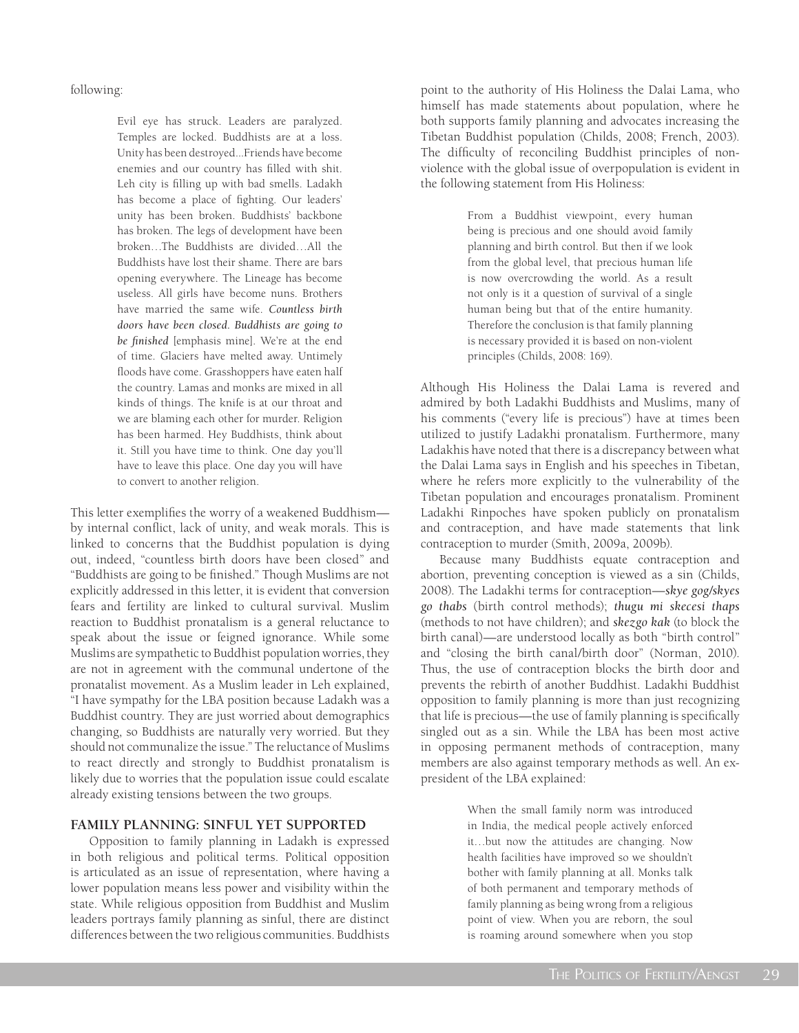following:

> Evil eye has struck. Leaders are paralyzed. Temples are locked. Buddhists are at a loss. Unity has been destroyed...Friends have become enemies and our country has filled with shit. Leh city is filling up with bad smells. Ladakh has become a place of fighting. Our leaders' unity has been broken. Buddhists' backbone has broken. The legs of development have been broken…The Buddhists are divided…All the Buddhists have lost their shame. There are bars opening everywhere. The Lineage has become useless. All girls have become nuns. Brothers have married the same wife. ***Countless birth doors have been closed. Buddhists are going to be finished*** [emphasis mine]. We're at the end of time. Glaciers have melted away. Untimely floods have come. Grasshoppers have eaten half the country. Lamas and monks are mixed in all kinds of things. The knife is at our throat and we are blaming each other for murder. Religion has been harmed. Hey Buddhists, think about it. Still you have time to think. One day you'll have to leave this place. One day you will have to convert to another religion.

This letter exemplifies the worry of a weakened Buddhism—by internal conflict, lack of unity, and weak morals. This is linked to concerns that the Buddhist population is dying out, indeed, "countless birth doors have been closed" and "Buddhists are going to be finished." Though Muslims are not explicitly addressed in this letter, it is evident that conversion fears and fertility are linked to cultural survival. Muslim reaction to Buddhist pronatalism is a general reluctance to speak about the issue or feigned ignorance. While some Muslims are sympathetic to Buddhist population worries, they are not in agreement with the communal undertone of the pronatalist movement. As a Muslim leader in Leh explained, "I have sympathy for the LBA position because Ladakh was a Buddhist country. They are just worried about demographics changing, so Buddhists are naturally very worried. But they should not communalize the issue." The reluctance of Muslims to react directly and strongly to Buddhist pronatalism is likely due to worries that the population issue could escalate already existing tensions between the two groups.

## FAMILY PLANNING: SINFUL YET SUPPORTED

Opposition to family planning in Ladakh is expressed in both religious and political terms. Political opposition is articulated as an issue of representation, where having a lower population means less power and visibility within the state. While religious opposition from Buddhist and Muslim leaders portrays family planning as sinful, there are distinct differences between the two religious communities. Buddhists point to the authority of His Holiness the Dalai Lama, who himself has made statements about population, where he both supports family planning and advocates increasing the Tibetan Buddhist population (Childs, 2008; French, 2003). The difficulty of reconciling Buddhist principles of non-violence with the global issue of overpopulation is evident in the following statement from His Holiness:

> From a Buddhist viewpoint, every human being is precious and one should avoid family planning and birth control. But then if we look from the global level, that precious human life is now overcrowding the world. As a result not only is it a question of survival of a single human being but that of the entire humanity. Therefore the conclusion is that family planning is necessary provided it is based on non-violent principles (Childs, 2008: 169).

Although His Holiness the Dalai Lama is revered and admired by both Ladakhi Buddhists and Muslims, many of his comments ("every life is precious") have at times been utilized to justify Ladakhi pronatalism. Furthermore, many Ladakhis have noted that there is a discrepancy between what the Dalai Lama says in English and his speeches in Tibetan, where he refers more explicitly to the vulnerability of the Tibetan population and encourages pronatalism. Prominent Ladakhi Rinpoches have spoken publicly on pronatalism and contraception, and have made statements that link contraception to murder (Smith, 2009a, 2009b).

Because many Buddhists equate contraception and abortion, preventing conception is viewed as a sin (Childs, 2008). The Ladakhi terms for contraception—***skye gog/skyes go thabs*** (birth control methods); ***thugu mi skecesi thaps*** (methods to not have children); and ***skezgo kak*** (to block the birth canal)—are understood locally as both "birth control" and "closing the birth canal/birth door" (Norman, 2010). Thus, the use of contraception blocks the birth door and prevents the rebirth of another Buddhist. Ladakhi Buddhist opposition to family planning is more than just recognizing that life is precious—the use of family planning is specifically singled out as a sin. While the LBA has been most active in opposing permanent methods of contraception, many members are also against temporary methods as well. An ex-president of the LBA explained:

> When the small family norm was introduced in India, the medical people actively enforced it…but now the attitudes are changing. Now health facilities have improved so we shouldn't bother with family planning at all. Monks talk of both permanent and temporary methods of family planning as being wrong from a religious point of view. When you are reborn, the soul is roaming around somewhere when you stop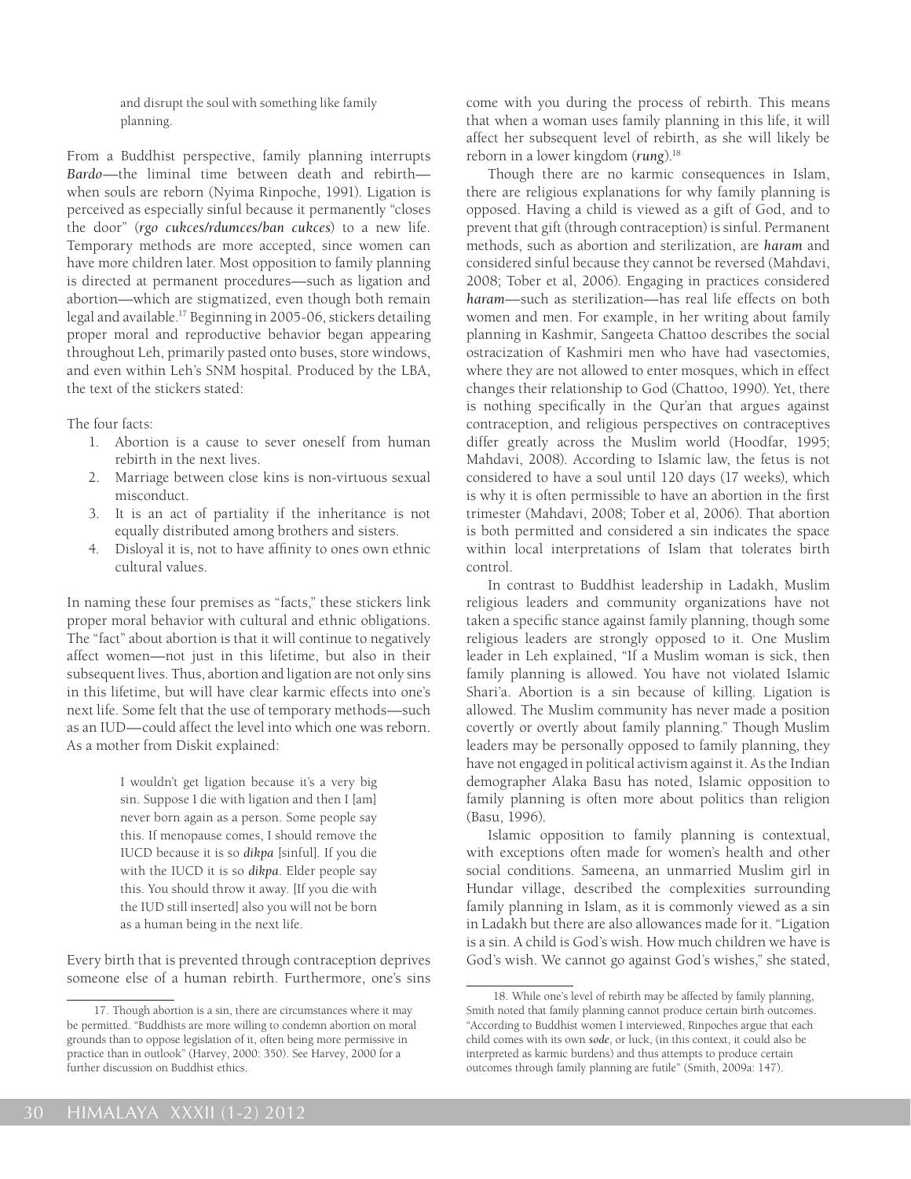> and disrupt the soul with something like family planning.

From a Buddhist perspective, family planning interrupts *Bardo*—the liminal time between death and rebirth—when souls are reborn (Nyima Rinpoche, 1991). Ligation is perceived as especially sinful because it permanently "closes the door" (*rgo cukces/rdumces/ban cukces*) to a new life. Temporary methods are more accepted, since women can have more children later. Most opposition to family planning is directed at permanent procedures—such as ligation and abortion—which are stigmatized, even though both remain legal and available.[17] Beginning in 2005-06, stickers detailing proper moral and reproductive behavior began appearing throughout Leh, primarily pasted onto buses, store windows, and even within Leh's SNM hospital. Produced by the LBA, the text of the stickers stated:

The four facts:

1. Abortion is a cause to sever oneself from human rebirth in the next lives.
2. Marriage between close kins is non-virtuous sexual misconduct.
3. It is an act of partiality if the inheritance is not equally distributed among brothers and sisters.
4. Disloyal it is, not to have affinity to ones own ethnic cultural values.

In naming these four premises as "facts," these stickers link proper moral behavior with cultural and ethnic obligations. The "fact" about abortion is that it will continue to negatively affect women—not just in this lifetime, but also in their subsequent lives. Thus, abortion and ligation are not only sins in this lifetime, but will have clear karmic effects into one's next life. Some felt that the use of temporary methods—such as an IUD—could affect the level into which one was reborn. As a mother from Diskit explained:

> I wouldn't get ligation because it's a very big sin. Suppose I die with ligation and then I [am] never born again as a person. Some people say this. If menopause comes, I should remove the IUCD because it is so *dikpa* [sinful]. If you die with the IUCD it is so *dikpa*. Elder people say this. You should throw it away. [If you die with the IUD still inserted] also you will not be born as a human being in the next life.

Every birth that is prevented through contraception deprives someone else of a human rebirth. Furthermore, one's sins come with you during the process of rebirth. This means that when a woman uses family planning in this life, it will affect her subsequent level of rebirth, as she will likely be reborn in a lower kingdom (*rung*).[18]

Though there are no karmic consequences in Islam, there are religious explanations for why family planning is opposed. Having a child is viewed as a gift of God, and to prevent that gift (through contraception) is sinful. Permanent methods, such as abortion and sterilization, are *haram* and considered sinful because they cannot be reversed (Mahdavi, 2008; Tober et al, 2006). Engaging in practices considered *haram*—such as sterilization—has real life effects on both women and men. For example, in her writing about family planning in Kashmir, Sangeeta Chattoo describes the social ostracization of Kashmiri men who have had vasectomies, where they are not allowed to enter mosques, which in effect changes their relationship to God (Chattoo, 1990). Yet, there is nothing specifically in the Qur'an that argues against contraception, and religious perspectives on contraceptives differ greatly across the Muslim world (Hoodfar, 1995; Mahdavi, 2008). According to Islamic law, the fetus is not considered to have a soul until 120 days (17 weeks), which is why it is often permissible to have an abortion in the first trimester (Mahdavi, 2008; Tober et al, 2006). That abortion is both permitted and considered a sin indicates the space within local interpretations of Islam that tolerates birth control.

In contrast to Buddhist leadership in Ladakh, Muslim religious leaders and community organizations have not taken a specific stance against family planning, though some religious leaders are strongly opposed to it. One Muslim leader in Leh explained, "If a Muslim woman is sick, then family planning is allowed. You have not violated Islamic Shari'a. Abortion is a sin because of killing. Ligation is allowed. The Muslim community has never made a position covertly or overtly about family planning." Though Muslim leaders may be personally opposed to family planning, they have not engaged in political activism against it. As the Indian demographer Alaka Basu has noted, Islamic opposition to family planning is often more about politics than religion (Basu, 1996).

Islamic opposition to family planning is contextual, with exceptions often made for women's health and other social conditions. Sameena, an unmarried Muslim girl in Hundar village, described the complexities surrounding family planning in Islam, as it is commonly viewed as a sin in Ladakh but there are also allowances made for it. "Ligation is a sin. A child is God's wish. How much children we have is God's wish. We cannot go against God's wishes," she stated,

---

17. Though abortion is a sin, there are circumstances where it may be permitted. "Buddhists are more willing to condemn abortion on moral grounds than to oppose legislation of it, often being more permissive in practice than in outlook" (Harvey, 2000: 350). See Harvey, 2000 for a further discussion on Buddhist ethics.

18. While one's level of rebirth may be affected by family planning, Smith noted that family planning cannot produce certain birth outcomes. "According to Buddhist women I interviewed, Rinpoches argue that each child comes with its own *sode*, or luck, (in this context, it could also be interpreted as karmic burdens) and thus attempts to produce certain outcomes through family planning are futile" (Smith, 2009a: 147).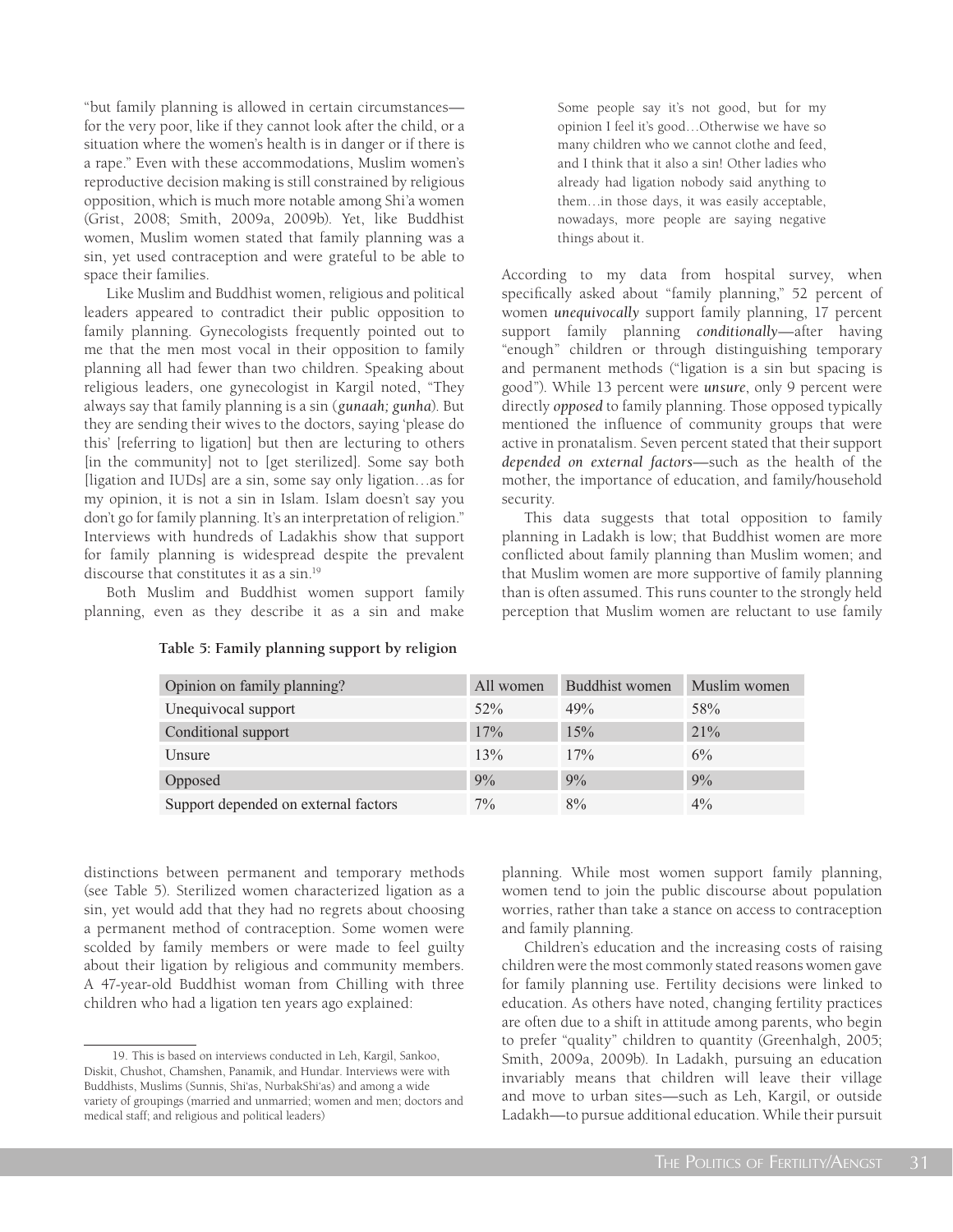"but family planning is allowed in certain circumstances—for the very poor, like if they cannot look after the child, or a situation where the women's health is in danger or if there is a rape." Even with these accommodations, Muslim women's reproductive decision making is still constrained by religious opposition, which is much more notable among Shi'a women (Grist, 2008; Smith, 2009a, 2009b). Yet, like Buddhist women, Muslim women stated that family planning was a sin, yet used contraception and were grateful to be able to space their families.

Like Muslim and Buddhist women, religious and political leaders appeared to contradict their public opposition to family planning. Gynecologists frequently pointed out to me that the men most vocal in their opposition to family planning all had fewer than two children. Speaking about religious leaders, one gynecologist in Kargil noted, "They always say that family planning is a sin (***gunaah; gunha***). But they are sending their wives to the doctors, saying 'please do this' [referring to ligation] but then are lecturing to others [in the community] not to [get sterilized]. Some say both [ligation and IUDs] are a sin, some say only ligation…as for my opinion, it is not a sin in Islam. Islam doesn't say you don't go for family planning. It's an interpretation of religion." Interviews with hundreds of Ladakhis show that support for family planning is widespread despite the prevalent discourse that constitutes it as a sin.[19]

Both Muslim and Buddhist women support family planning, even as they describe it as a sin and make distinctions between permanent and temporary methods (see Table 5). Sterilized women characterized ligation as a sin, yet would add that they had no regrets about choosing a permanent method of contraception. Some women were scolded by family members or were made to feel guilty about their ligation by religious and community members. A 47-year-old Buddhist woman from Chilling with three children who had a ligation ten years ago explained:

> Some people say it's not good, but for my opinion I feel it's good…Otherwise we have so many children who we cannot clothe and feed, and I think that it also a sin! Other ladies who already had ligation nobody said anything to them…in those days, it was easily acceptable, nowadays, more people are saying negative things about it.

According to my data from hospital survey, when specifically asked about "family planning," 52 percent of women ***unequivocally*** support family planning, 17 percent support family planning ***conditionally***—after having "enough" children or through distinguishing temporary and permanent methods ("ligation is a sin but spacing is good"). While 13 percent were ***unsure***, only 9 percent were directly ***opposed*** to family planning. Those opposed typically mentioned the influence of community groups that were active in pronatalism. Seven percent stated that their support ***depended on external factors***—such as the health of the mother, the importance of education, and family/household security.

This data suggests that total opposition to family planning in Ladakh is low; that Buddhist women are more conflicted about family planning than Muslim women; and that Muslim women are more supportive of family planning than is often assumed. This runs counter to the strongly held perception that Muslim women are reluctant to use family planning. While most women support family planning, women tend to join the public discourse about population worries, rather than take a stance on access to contraception and family planning.

**Table 5: Family planning support by religion**

| Opinion on family planning? | All women | Buddhist women | Muslim women |
|---|---|---|---|
| Unequivocal support | 52% | 49% | 58% |
| Conditional support | 17% | 15% | 21% |
| Unsure | 13% | 17% | 6% |
| Opposed | 9% | 9% | 9% |
| Support depended on external factors | 7% | 8% | 4% |

Children's education and the increasing costs of raising children were the most commonly stated reasons women gave for family planning use. Fertility decisions were linked to education. As others have noted, changing fertility practices are often due to a shift in attitude among parents, who begin to prefer "quality" children to quantity (Greenhalgh, 2005; Smith, 2009a, 2009b). In Ladakh, pursuing an education invariably means that children will leave their village and move to urban sites—such as Leh, Kargil, or outside Ladakh—to pursue additional education. While their pursuit

19. This is based on interviews conducted in Leh, Kargil, Sankoo, Diskit, Chushot, Chamshen, Panamik, and Hundar. Interviews were with Buddhists, Muslims (Sunnis, Shi'as, NurbakShi'as) and among a wide variety of groupings (married and unmarried; women and men; doctors and medical staff; and religious and political leaders)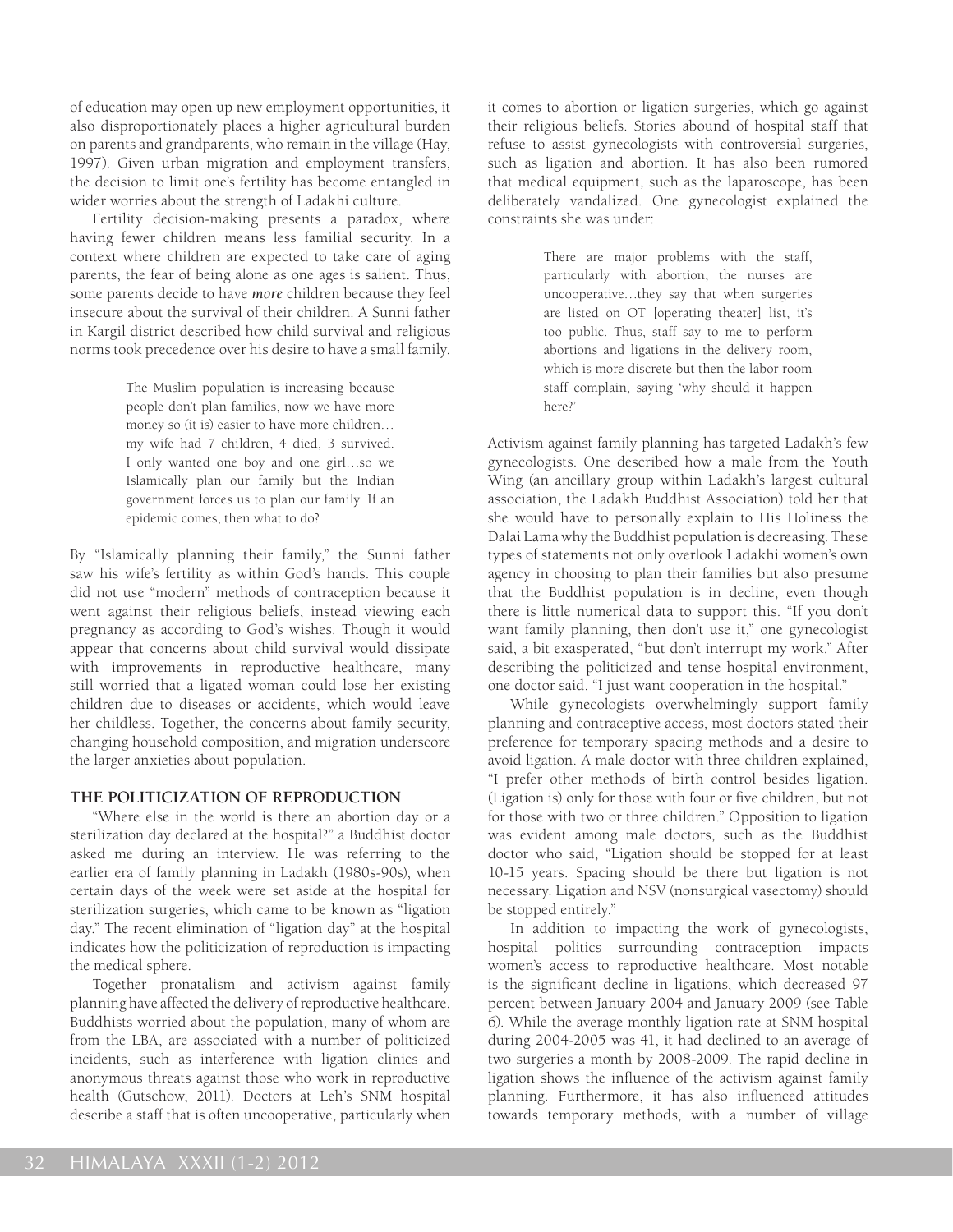of education may open up new employment opportunities, it also disproportionately places a higher agricultural burden on parents and grandparents, who remain in the village (Hay, 1997). Given urban migration and employment transfers, the decision to limit one's fertility has become entangled in wider worries about the strength of Ladakhi culture.

Fertility decision-making presents a paradox, where having fewer children means less familial security. In a context where children are expected to take care of aging parents, the fear of being alone as one ages is salient. Thus, some parents decide to have *more* children because they feel insecure about the survival of their children. A Sunni father in Kargil district described how child survival and religious norms took precedence over his desire to have a small family.

> The Muslim population is increasing because people don't plan families, now we have more money so (it is) easier to have more children… my wife had 7 children, 4 died, 3 survived. I only wanted one boy and one girl…so we Islamically plan our family but the Indian government forces us to plan our family. If an epidemic comes, then what to do?

By "Islamically planning their family," the Sunni father saw his wife's fertility as within God's hands. This couple did not use "modern" methods of contraception because it went against their religious beliefs, instead viewing each pregnancy as according to God's wishes. Though it would appear that concerns about child survival would dissipate with improvements in reproductive healthcare, many still worried that a ligated woman could lose her existing children due to diseases or accidents, which would leave her childless. Together, the concerns about family security, changing household composition, and migration underscore the larger anxieties about population.

## THE POLITICIZATION OF REPRODUCTION

"Where else in the world is there an abortion day or a sterilization day declared at the hospital?" a Buddhist doctor asked me during an interview. He was referring to the earlier era of family planning in Ladakh (1980s-90s), when certain days of the week were set aside at the hospital for sterilization surgeries, which came to be known as "ligation day." The recent elimination of "ligation day" at the hospital indicates how the politicization of reproduction is impacting the medical sphere.

Together pronatalism and activism against family planning have affected the delivery of reproductive healthcare. Buddhists worried about the population, many of whom are from the LBA, are associated with a number of politicized incidents, such as interference with ligation clinics and anonymous threats against those who work in reproductive health (Gutschow, 2011). Doctors at Leh's SNM hospital describe a staff that is often uncooperative, particularly when it comes to abortion or ligation surgeries, which go against their religious beliefs. Stories abound of hospital staff that refuse to assist gynecologists with controversial surgeries, such as ligation and abortion. It has also been rumored that medical equipment, such as the laparoscope, has been deliberately vandalized. One gynecologist explained the constraints she was under:

> There are major problems with the staff, particularly with abortion, the nurses are uncooperative…they say that when surgeries are listed on OT [operating theater] list, it's too public. Thus, staff say to me to perform abortions and ligations in the delivery room, which is more discrete but then the labor room staff complain, saying 'why should it happen here?'

Activism against family planning has targeted Ladakh's few gynecologists. One described how a male from the Youth Wing (an ancillary group within Ladakh's largest cultural association, the Ladakh Buddhist Association) told her that she would have to personally explain to His Holiness the Dalai Lama why the Buddhist population is decreasing. These types of statements not only overlook Ladakhi women's own agency in choosing to plan their families but also presume that the Buddhist population is in decline, even though there is little numerical data to support this. "If you don't want family planning, then don't use it," one gynecologist said, a bit exasperated, "but don't interrupt my work." After describing the politicized and tense hospital environment, one doctor said, "I just want cooperation in the hospital."

While gynecologists overwhelmingly support family planning and contraceptive access, most doctors stated their preference for temporary spacing methods and a desire to avoid ligation. A male doctor with three children explained, "I prefer other methods of birth control besides ligation. (Ligation is) only for those with four or five children, but not for those with two or three children." Opposition to ligation was evident among male doctors, such as the Buddhist doctor who said, "Ligation should be stopped for at least 10-15 years. Spacing should be there but ligation is not necessary. Ligation and NSV (nonsurgical vasectomy) should be stopped entirely."

In addition to impacting the work of gynecologists, hospital politics surrounding contraception impacts women's access to reproductive healthcare. Most notable is the significant decline in ligations, which decreased 97 percent between January 2004 and January 2009 (see Table 6). While the average monthly ligation rate at SNM hospital during 2004-2005 was 41, it had declined to an average of two surgeries a month by 2008-2009. The rapid decline in ligation shows the influence of the activism against family planning. Furthermore, it has also influenced attitudes towards temporary methods, with a number of village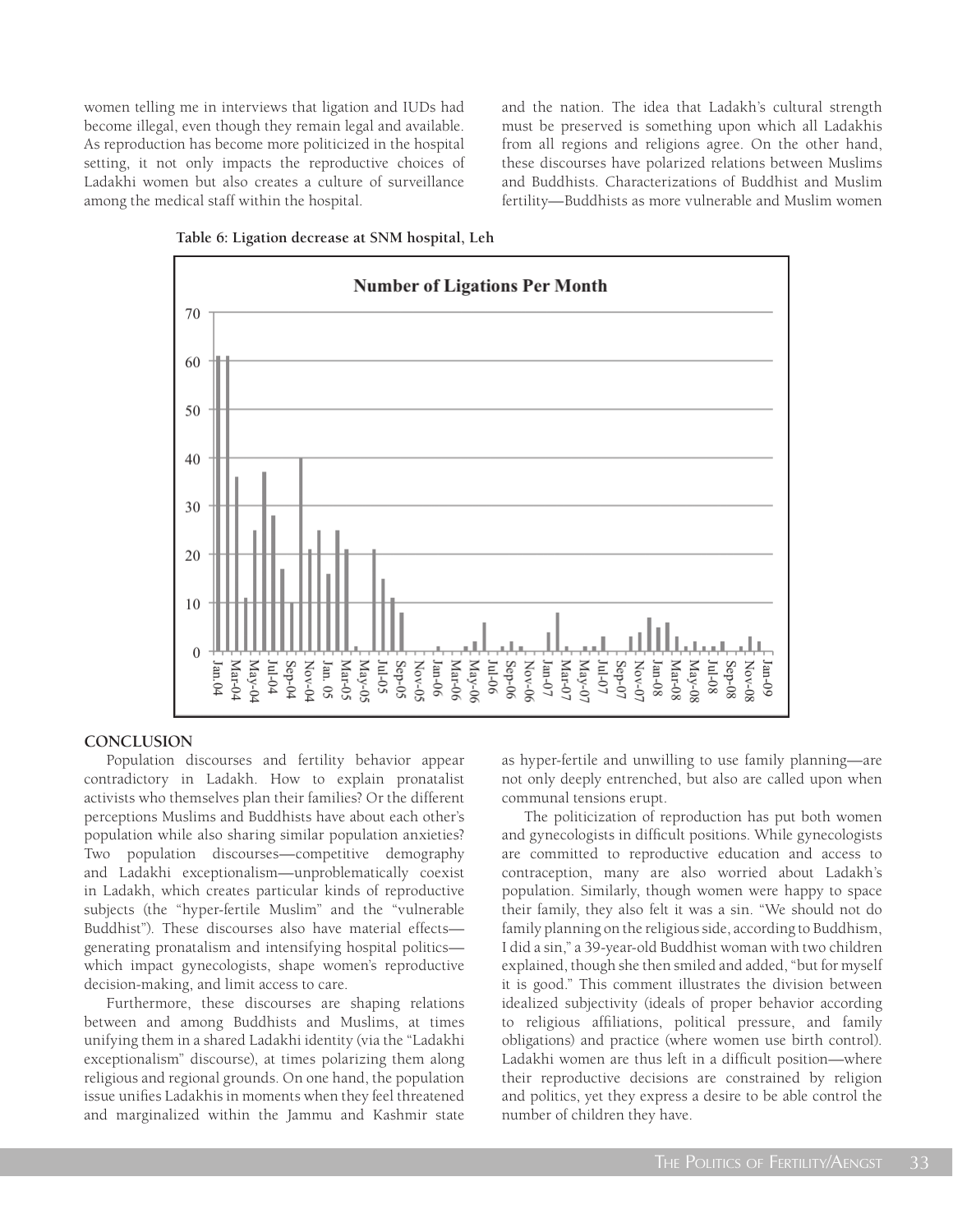women telling me in interviews that ligation and IUDs had become illegal, even though they remain legal and available. As reproduction has become more politicized in the hospital setting, it not only impacts the reproductive choices of Ladakhi women but also creates a culture of surveillance among the medical staff within the hospital.

and the nation. The idea that Ladakh's cultural strength must be preserved is something upon which all Ladakhis from all regions and religions agree. On the other hand, these discourses have polarized relations between Muslims and Buddhists. Characterizations of Buddhist and Muslim fertility—Buddhists as more vulnerable and Muslim women

**Table 6: Ligation decrease at SNM hospital, Leh**

## CONCLUSION

Population discourses and fertility behavior appear contradictory in Ladakh. How to explain pronatalist activists who themselves plan their families? Or the different perceptions Muslims and Buddhists have about each other's population while also sharing similar population anxieties? Two population discourses—competitive demography and Ladakhi exceptionalism—unproblematically coexist in Ladakh, which creates particular kinds of reproductive subjects (the "hyper-fertile Muslim" and the "vulnerable Buddhist"). These discourses also have material effects—generating pronatalism and intensifying hospital politics—which impact gynecologists, shape women's reproductive decision-making, and limit access to care.

Furthermore, these discourses are shaping relations between and among Buddhists and Muslims, at times unifying them in a shared Ladakhi identity (via the "Ladakhi exceptionalism" discourse), at times polarizing them along religious and regional grounds. On one hand, the population issue unifies Ladakhis in moments when they feel threatened and marginalized within the Jammu and Kashmir state as hyper-fertile and unwilling to use family planning—are not only deeply entrenched, but also are called upon when communal tensions erupt.

The politicization of reproduction has put both women and gynecologists in difficult positions. While gynecologists are committed to reproductive education and access to contraception, many are also worried about Ladakh's population. Similarly, though women were happy to space their family, they also felt it was a sin. "We should not do family planning on the religious side, according to Buddhism, I did a sin," a 39-year-old Buddhist woman with two children explained, though she then smiled and added, "but for myself it is good." This comment illustrates the division between idealized subjectivity (ideals of proper behavior according to religious affiliations, political pressure, and family obligations) and practice (where women use birth control). Ladakhi women are thus left in a difficult position—where their reproductive decisions are constrained by religion and politics, yet they express a desire to be able control the number of children they have.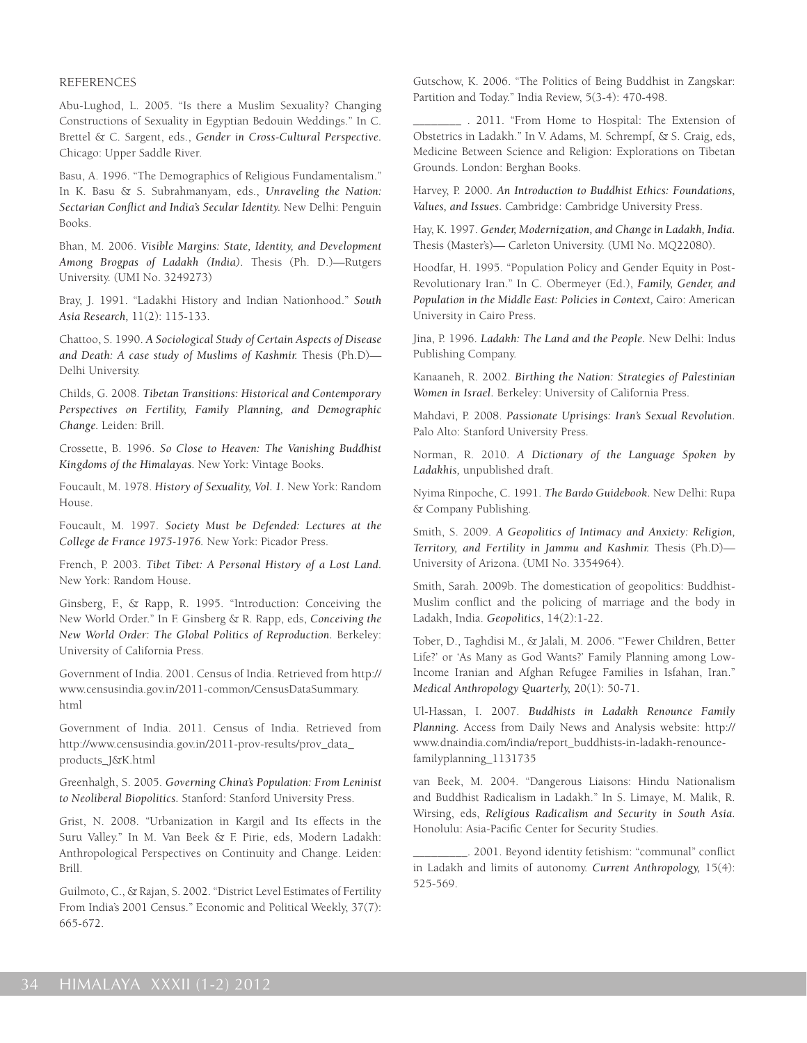## REFERENCES

Abu-Lughod, L. 2005. "Is there a Muslim Sexuality? Changing Constructions of Sexuality in Egyptian Bedouin Weddings." In C. Brettel & C. Sargent, eds., *Gender in Cross-Cultural Perspective.* Chicago: Upper Saddle River.

Basu, A. 1996. "The Demographics of Religious Fundamentalism." In K. Basu & S. Subrahmanyam, eds., *Unraveling the Nation: Sectarian Conflict and India's Secular Identity.* New Delhi: Penguin Books.

Bhan, M. 2006. *Visible Margins: State, Identity, and Development Among Brogpas of Ladakh (India).* Thesis (Ph. D.)—Rutgers University. (UMI No. 3249273)

Bray, J. 1991. "Ladakhi History and Indian Nationhood." *South Asia Research,* 11(2): 115-133.

Chattoo, S. 1990. *A Sociological Study of Certain Aspects of Disease and Death: A case study of Muslims of Kashmir.* Thesis (Ph.D)—Delhi University.

Childs, G. 2008. *Tibetan Transitions: Historical and Contemporary Perspectives on Fertility, Family Planning, and Demographic Change.* Leiden: Brill.

Crossette, B. 1996. *So Close to Heaven: The Vanishing Buddhist Kingdoms of the Himalayas.* New York: Vintage Books.

Foucault, M. 1978. *History of Sexuality, Vol. 1.* New York: Random House.

Foucault, M. 1997. *Society Must be Defended: Lectures at the College de France 1975-1976.* New York: Picador Press.

French, P. 2003. *Tibet Tibet: A Personal History of a Lost Land.* New York: Random House.

Ginsberg, F., & Rapp, R. 1995. "Introduction: Conceiving the New World Order." In F. Ginsberg & R. Rapp, eds, *Conceiving the New World Order: The Global Politics of Reproduction.* Berkeley: University of California Press.

Government of India. 2001. Census of India. Retrieved from http://www.censusindia.gov.in/2011-common/CensusDataSummary.html

Government of India. 2011. Census of India. Retrieved from http://www.censusindia.gov.in/2011-prov-results/prov_data_products_J&K.html

Greenhalgh, S. 2005. *Governing China's Population: From Leninist to Neoliberal Biopolitics.* Stanford: Stanford University Press.

Grist, N. 2008. "Urbanization in Kargil and Its effects in the Suru Valley." In M. Van Beek & F. Pirie, eds, Modern Ladakh: Anthropological Perspectives on Continuity and Change. Leiden: Brill.

Guilmoto, C., & Rajan, S. 2002. "District Level Estimates of Fertility From India's 2001 Census." Economic and Political Weekly, 37(7): 665-672.

Gutschow, K. 2006. "The Politics of Being Buddhist in Zangskar: Partition and Today." India Review, 5(3-4): 470-498.

________ . 2011. "From Home to Hospital: The Extension of Obstetrics in Ladakh." In V. Adams, M. Schrempf, & S. Craig, eds, Medicine Between Science and Religion: Explorations on Tibetan Grounds. London: Berghan Books.

Harvey, P. 2000. *An Introduction to Buddhist Ethics: Foundations, Values, and Issues.* Cambridge: Cambridge University Press.

Hay, K. 1997. *Gender, Modernization, and Change in Ladakh, India.* Thesis (Master's)— Carleton University. (UMI No. MQ22080).

Hoodfar, H. 1995. "Population Policy and Gender Equity in Post-Revolutionary Iran." In C. Obermeyer (Ed.), *Family, Gender, and Population in the Middle East: Policies in Context,* Cairo: American University in Cairo Press.

Jina, P. 1996. *Ladakh: The Land and the People.* New Delhi: Indus Publishing Company.

Kanaaneh, R. 2002. *Birthing the Nation: Strategies of Palestinian Women in Israel.* Berkeley: University of California Press.

Mahdavi, P. 2008. *Passionate Uprisings: Iran's Sexual Revolution.* Palo Alto: Stanford University Press.

Norman, R. 2010. *A Dictionary of the Language Spoken by Ladakhis,* unpublished draft.

Nyima Rinpoche, C. 1991. *The Bardo Guidebook.* New Delhi: Rupa & Company Publishing.

Smith, S. 2009. *A Geopolitics of Intimacy and Anxiety: Religion, Territory, and Fertility in Jammu and Kashmir.* Thesis (Ph.D)—University of Arizona. (UMI No. 3354964).

Smith, Sarah. 2009b. The domestication of geopolitics: Buddhist-Muslim conflict and the policing of marriage and the body in Ladakh, India. *Geopolitics*, 14(2):1-22.

Tober, D., Taghdisi M., & Jalali, M. 2006. "'Fewer Children, Better Life?' or 'As Many as God Wants?' Family Planning among Low-Income Iranian and Afghan Refugee Families in Isfahan, Iran." *Medical Anthropology Quarterly,* 20(1): 50-71.

Ul-Hassan, I. 2007. *Buddhists in Ladakh Renounce Family Planning.* Access from Daily News and Analysis website: http://www.dnaindia.com/india/report_buddhists-in-ladakh-renounce-familyplanning_1131735

van Beek, M. 2004. "Dangerous Liaisons: Hindu Nationalism and Buddhist Radicalism in Ladakh." In S. Limaye, M. Malik, R. Wirsing, eds, *Religious Radicalism and Security in South Asia.* Honolulu: Asia-Pacific Center for Security Studies.

_________. 2001. Beyond identity fetishism: "communal" conflict in Ladakh and limits of autonomy. *Current Anthropology,* 15(4): 525-569.